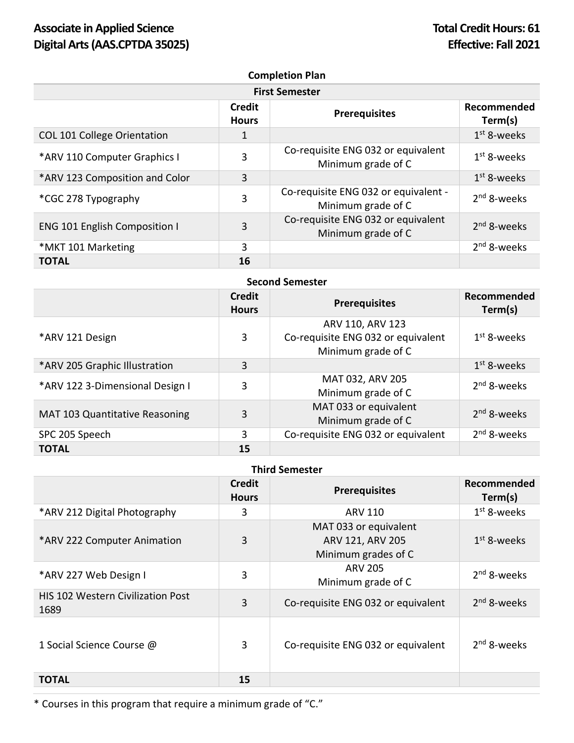# Associate in Applied Science
# Digital Arts (AAS.CPTDA 35025)

**Total Credit Hours: 61**
**Effective: Fall 2021**

## Completion Plan

### First Semester

| | Credit Hours | Prerequisites | Recommended Term(s) |
|---|---|---|---|
| COL 101 College Orientation | 1 | | 1st 8-weeks |
| *ARV 110 Computer Graphics I | 3 | Co-requisite ENG 032 or equivalent Minimum grade of C | 1st 8-weeks |
| *ARV 123 Composition and Color | 3 | | 1st 8-weeks |
| *CGC 278 Typography | 3 | Co-requisite ENG 032 or equivalent - Minimum grade of C | 2nd 8-weeks |
| ENG 101 English Composition I | 3 | Co-requisite ENG 032 or equivalent Minimum grade of C | 2nd 8-weeks |
| *MKT 101 Marketing | 3 | | 2nd 8-weeks |
| **TOTAL** | **16** | | |

### Second Semester

| | Credit Hours | Prerequisites | Recommended Term(s) |
|---|---|---|---|
| *ARV 121 Design | 3 | ARV 110, ARV 123 Co-requisite ENG 032 or equivalent Minimum grade of C | 1st 8-weeks |
| *ARV 205 Graphic Illustration | 3 | | 1st 8-weeks |
| *ARV 122 3-Dimensional Design I | 3 | MAT 032, ARV 205 Minimum grade of C | 2nd 8-weeks |
| MAT 103 Quantitative Reasoning | 3 | MAT 033 or equivalent Minimum grade of C | 2nd 8-weeks |
| SPC 205 Speech | 3 | Co-requisite ENG 032 or equivalent | 2nd 8-weeks |
| **TOTAL** | **15** | | |

### Third Semester

| | Credit Hours | Prerequisites | Recommended Term(s) |
|---|---|---|---|
| *ARV 212 Digital Photography | 3 | ARV 110 | 1st 8-weeks |
| *ARV 222 Computer Animation | 3 | MAT 033 or equivalent ARV 121, ARV 205 Minimum grades of C | 1st 8-weeks |
| *ARV 227 Web Design I | 3 | ARV 205 Minimum grade of C | 2nd 8-weeks |
| HIS 102 Western Civilization Post 1689 | 3 | Co-requisite ENG 032 or equivalent | 2nd 8-weeks |
| 1 Social Science Course @ | 3 | Co-requisite ENG 032 or equivalent | 2nd 8-weeks |
| **TOTAL** | **15** | | |

* Courses in this program that require a minimum grade of "C."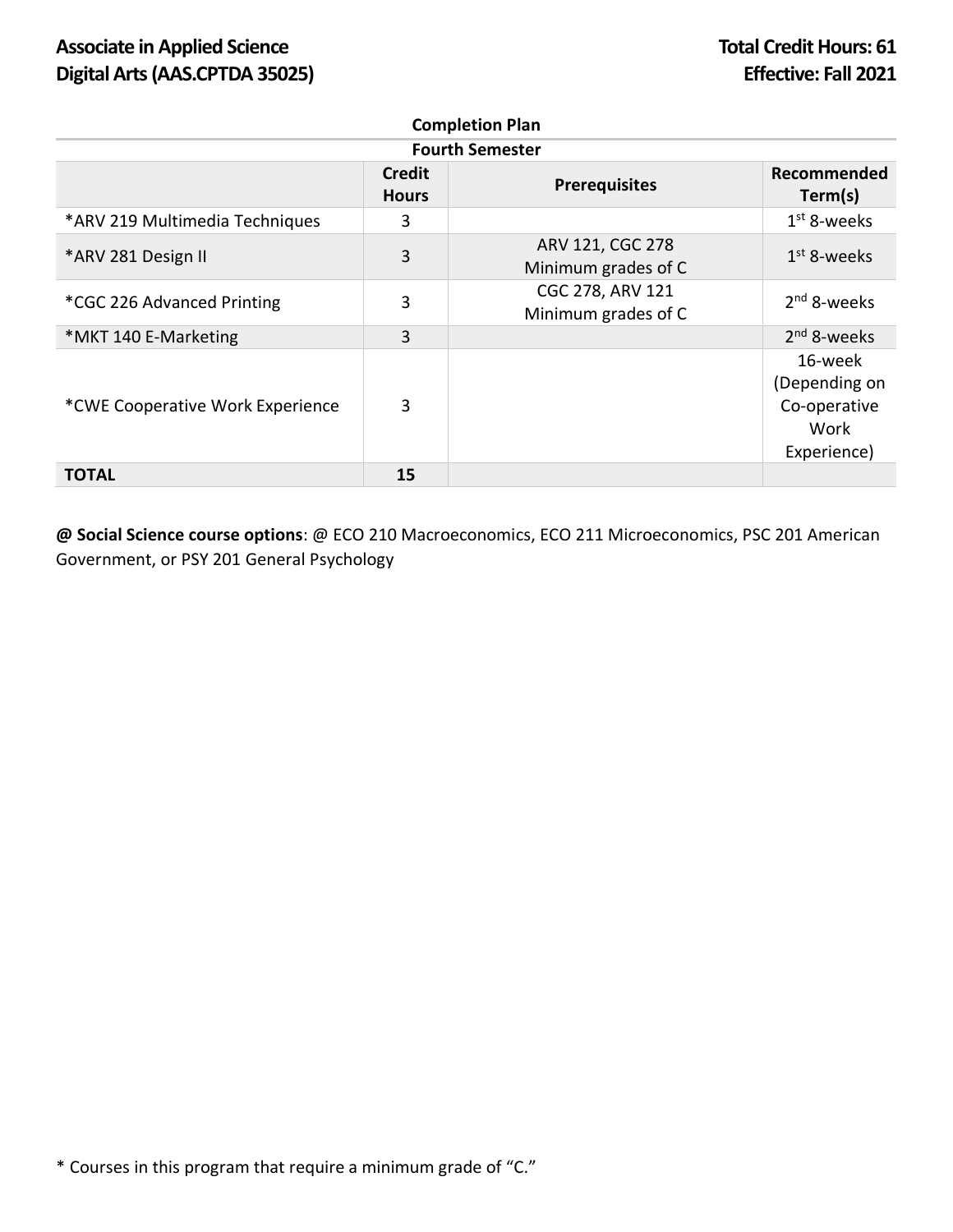# Associate in Applied Science
# Digital Arts (AAS.CPTDA 35025)

**Total Credit Hours: 61**
**Effective: Fall 2021**

## Completion Plan

### Fourth Semester

| | Credit Hours | Prerequisites | Recommended Term(s) |
|---|---|---|---|
| *ARV 219 Multimedia Techniques | 3 | | 1st 8-weeks |
| *ARV 281 Design II | 3 | ARV 121, CGC 278 Minimum grades of C | 1st 8-weeks |
| *CGC 226 Advanced Printing | 3 | CGC 278, ARV 121 Minimum grades of C | 2nd 8-weeks |
| *MKT 140 E-Marketing | 3 | | 2nd 8-weeks |
| *CWE Cooperative Work Experience | 3 | | 16-week (Depending on Co-operative Work Experience) |
| **TOTAL** | **15** | | |

**@ Social Science course options**: @ ECO 210 Macroeconomics, ECO 211 Microeconomics, PSC 201 American Government, or PSY 201 General Psychology

* Courses in this program that require a minimum grade of "C."